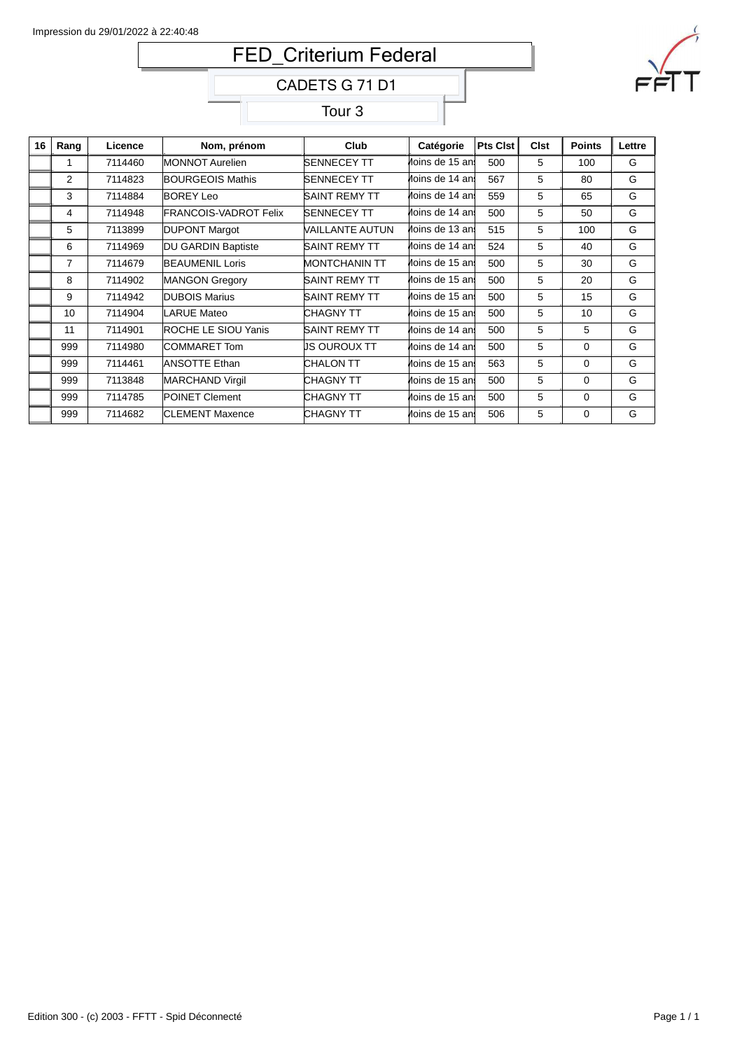Impression du 29/01/2022 à 22:40:48

# FED_Criterium Federal

## CADETS G 71 D1

### Tour 3

| 16 | Rang | Licence | Nom, prénom | Club | Catégorie | Pts Clst | Clst | Points | Lettre |
|---|---|---|---|---|---|---|---|---|---|
| | 1 | 7114460 | MONNOT Aurelien | SENNECEY TT | Moins de 15 ans | 500 | 5 | 100 | G |
| | 2 | 7114823 | BOURGEOIS Mathis | SENNECEY TT | Moins de 14 ans | 567 | 5 | 80 | G |
| | 3 | 7114884 | BOREY Leo | SAINT REMY TT | Moins de 14 ans | 559 | 5 | 65 | G |
| | 4 | 7114948 | FRANCOIS-VADROT Felix | SENNECEY TT | Moins de 14 ans | 500 | 5 | 50 | G |
| | 5 | 7113899 | DUPONT Margot | VAILLANTE AUTUN | Moins de 13 ans | 515 | 5 | 100 | G |
| | 6 | 7114969 | DU GARDIN Baptiste | SAINT REMY TT | Moins de 14 ans | 524 | 5 | 40 | G |
| | 7 | 7114679 | BEAUMENIL Loris | MONTCHANIN TT | Moins de 15 ans | 500 | 5 | 30 | G |
| | 8 | 7114902 | MANGON Gregory | SAINT REMY TT | Moins de 15 ans | 500 | 5 | 20 | G |
| | 9 | 7114942 | DUBOIS Marius | SAINT REMY TT | Moins de 15 ans | 500 | 5 | 15 | G |
| | 10 | 7114904 | LARUE Mateo | CHAGNY TT | Moins de 15 ans | 500 | 5 | 10 | G |
| | 11 | 7114901 | ROCHE LE SIOU Yanis | SAINT REMY TT | Moins de 14 ans | 500 | 5 | 5 | G |
| | 999 | 7114980 | COMMARET Tom | JS OUROUX TT | Moins de 14 ans | 500 | 5 | 0 | G |
| | 999 | 7114461 | ANSOTTE Ethan | CHALON TT | Moins de 15 ans | 563 | 5 | 0 | G |
| | 999 | 7113848 | MARCHAND Virgil | CHAGNY TT | Moins de 15 ans | 500 | 5 | 0 | G |
| | 999 | 7114785 | POINET Clement | CHAGNY TT | Moins de 15 ans | 500 | 5 | 0 | G |
| | 999 | 7114682 | CLEMENT Maxence | CHAGNY TT | Moins de 15 ans | 506 | 5 | 0 | G |

Edition 300 - (c) 2003 - FFTT - Spid Déconnecté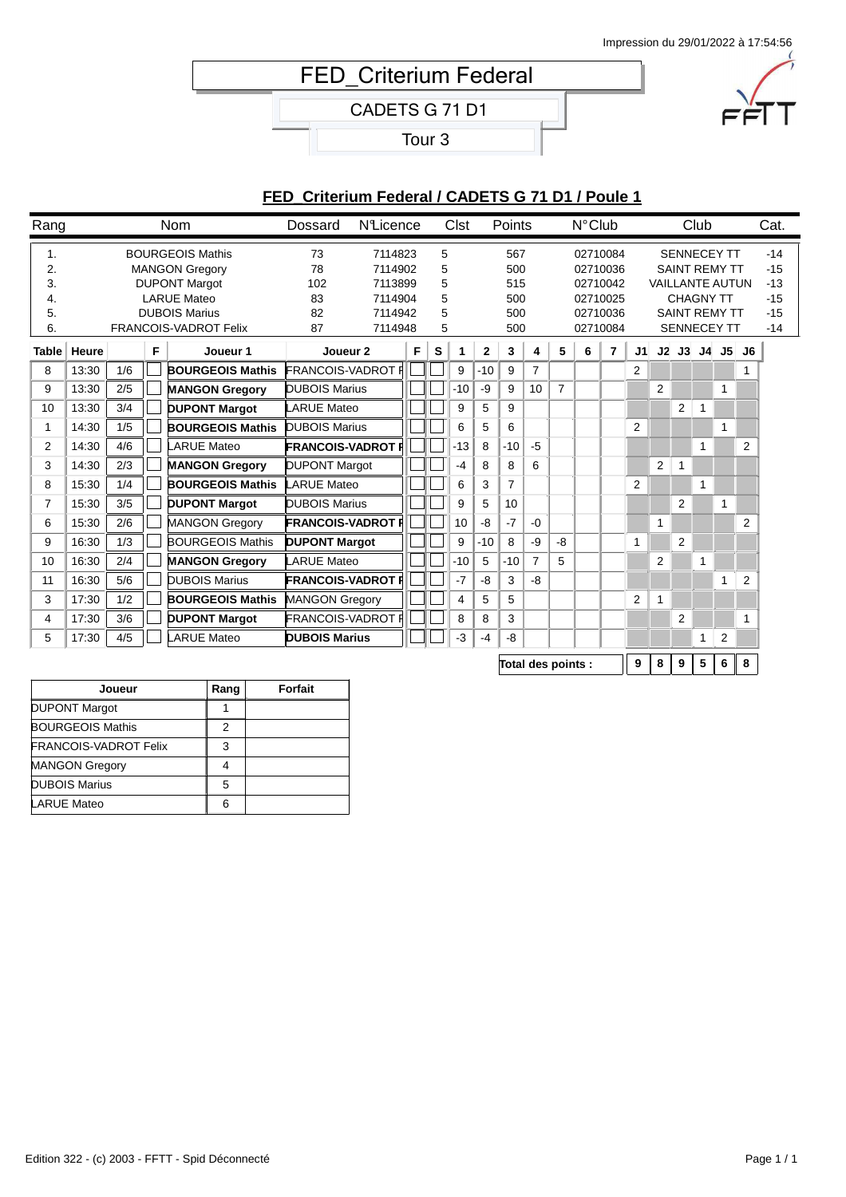Impression du 29/01/2022 à 17:54:56

# FED_Criterium Federal

## CADETS G 71 D1

### Tour 3

## FED_Criterium Federal / CADETS G 71 D1 / Poule 1

| Rang | Nom | Dossard | N°Licence | Clst | Points | N°Club | Club | Cat. |
|---|---|---|---|---|---|---|---|---|
| 1. | BOURGEOIS Mathis | 73 | 7114823 | 5 | 567 | 02710084 | SENNECEY TT | -14 |
| 2. | MANGON Gregory | 78 | 7114902 | 5 | 500 | 02710036 | SAINT REMY TT | -15 |
| 3. | DUPONT Margot | 102 | 7113899 | 5 | 515 | 02710042 | VAILLANTE AUTUN | -13 |
| 4. | LARUE Mateo | 83 | 7114904 | 5 | 500 | 02710025 | CHAGNY TT | -15 |
| 5. | DUBOIS Marius | 82 | 7114942 | 5 | 500 | 02710036 | SAINT REMY TT | -15 |
| 6. | FRANCOIS-VADROT Felix | 87 | 7114948 | 5 | 500 | 02710084 | SENNECEY TT | -14 |

| Table | Heure | | F | Joueur 1 | Joueur 2 | F | S | 1 | 2 | 3 | 4 | 5 | 6 | 7 | J1 | J2 | J3 | J4 | J5 | J6 |
|---|---|---|---|---|---|---|---|---|---|---|---|---|---|---|---|---|---|---|---|---|
| 8 | 13:30 | 1/6 | | **BOURGEOIS Mathis** | FRANCOIS-VADROT F | | | 9 | -10 | 9 | 7 | | | | 2 | | | | | 1 |
| 9 | 13:30 | 2/5 | | **MANGON Gregory** | DUBOIS Marius | | | -10 | -9 | 9 | 10 | 7 | | | | 2 | | | 1 | |
| 10 | 13:30 | 3/4 | | **DUPONT Margot** | LARUE Mateo | | | 9 | 5 | 9 | | | | | | | 2 | 1 | | |
| 1 | 14:30 | 1/5 | | **BOURGEOIS Mathis** | DUBOIS Marius | | | 6 | 5 | 6 | | | | | 2 | | | | 1 | |
| 2 | 14:30 | 4/6 | | LARUE Mateo | **FRANCOIS-VADROT F** | | | -13 | 8 | -10 | -5 | | | | | | | 1 | | 2 |
| 3 | 14:30 | 2/3 | | **MANGON Gregory** | DUPONT Margot | | | -4 | 8 | 8 | 6 | | | | | 2 | 1 | | | |
| 8 | 15:30 | 1/4 | | **BOURGEOIS Mathis** | LARUE Mateo | | | 6 | 3 | 7 | | | | | 2 | | | 1 | | |
| 7 | 15:30 | 3/5 | | **DUPONT Margot** | DUBOIS Marius | | | 9 | 5 | 10 | | | | | | | 2 | | 1 | |
| 6 | 15:30 | 2/6 | | MANGON Gregory | **FRANCOIS-VADROT F** | | | 10 | -8 | -7 | -0 | | | | | 1 | | | | 2 |
| 9 | 16:30 | 1/3 | | BOURGEOIS Mathis | **DUPONT Margot** | | | 9 | -10 | 8 | -9 | -8 | | | 1 | | 2 | | | |
| 10 | 16:30 | 2/4 | | **MANGON Gregory** | LARUE Mateo | | | -10 | 5 | -10 | 7 | 5 | | | | 2 | | 1 | | |
| 11 | 16:30 | 5/6 | | DUBOIS Marius | **FRANCOIS-VADROT F** | | | -7 | -8 | 3 | -8 | | | | | | | | 1 | 2 |
| 3 | 17:30 | 1/2 | | **BOURGEOIS Mathis** | MANGON Gregory | | | 4 | 5 | 5 | | | | | 2 | 1 | | | | |
| 4 | 17:30 | 3/6 | | **DUPONT Margot** | FRANCOIS-VADROT F | | | 8 | 8 | 3 | | | | | | | 2 | | | 1 |
| 5 | 17:30 | 4/5 | | LARUE Mateo | **DUBOIS Marius** | | | -3 | -4 | -8 | | | | | | | | 1 | 2 | |
| | | | | | | | | | | | | | | **Total des points :** | 9 | 8 | 9 | 5 | 6 | 8 |

| Joueur | Rang | Forfait |
|---|---|---|
| DUPONT Margot | 1 | |
| BOURGEOIS Mathis | 2 | |
| FRANCOIS-VADROT Felix | 3 | |
| MANGON Gregory | 4 | |
| DUBOIS Marius | 5 | |
| LARUE Mateo | 6 | |

Edition 322 - (c) 2003 - FFTT - Spid Déconnecté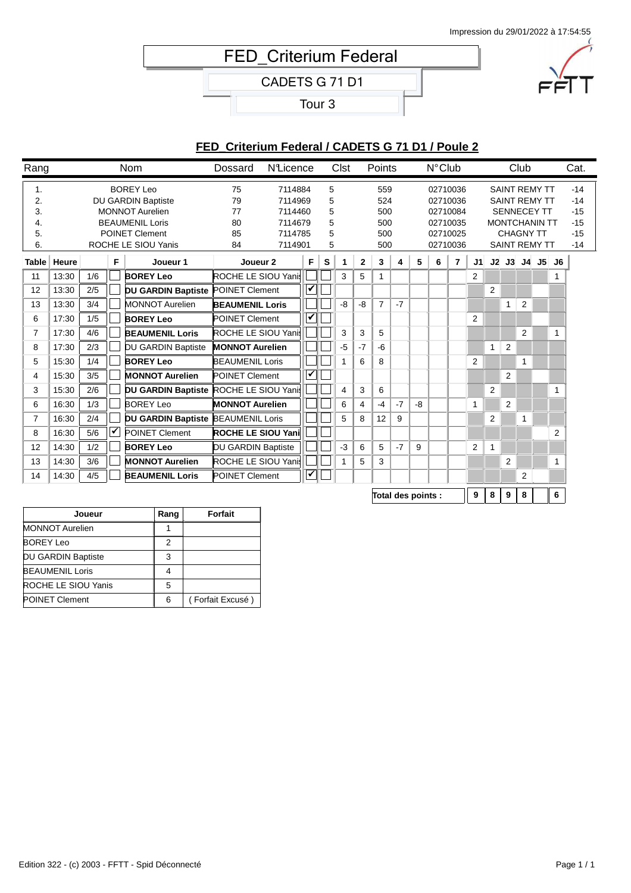Impression du 29/01/2022 à 17:54:55

# FED_Criterium Federal

## CADETS G 71 D1

### Tour 3

## FED_Criterium Federal / CADETS G 71 D1 / Poule 2

| Rang | Nom | Dossard | N°Licence | Clst | Points | N°Club | Club | Cat. |
|---|---|---|---|---|---|---|---|---|
| 1. | BOREY Leo | 75 | 7114884 | 5 | 559 | 02710036 | SAINT REMY TT | -14 |
| 2. | DU GARDIN Baptiste | 79 | 7114969 | 5 | 524 | 02710036 | SAINT REMY TT | -14 |
| 3. | MONNOT Aurelien | 77 | 7114460 | 5 | 500 | 02710084 | SENNECEY TT | -15 |
| 4. | BEAUMENIL Loris | 80 | 7114679 | 5 | 500 | 02710035 | MONTCHANIN TT | -15 |
| 5. | POINET Clement | 85 | 7114785 | 5 | 500 | 02710025 | CHAGNY TT | -15 |
| 6. | ROCHE LE SIOU Yanis | 84 | 7114901 | 5 | 500 | 02710036 | SAINT REMY TT | -14 |

| Table | Heure | | F | Joueur 1 | Joueur 2 | F | S | 1 | 2 | 3 | 4 | 5 | 6 | 7 | J1 | J2 | J3 | J4 | J5 | J6 |
|---|---|---|---|---|---|---|---|---|---|---|---|---|---|---|---|---|---|---|---|---|
| 11 | 13:30 | 1/6 | ☐ | **BOREY Leo** | ROCHE LE SIOU Yanis | ☐ | ☐ | 3 | 5 | 1 | | | | | 2 | | | | | 1 |
| 12 | 13:30 | 2/5 | ☐ | **DU GARDIN Baptiste** | POINET Clement | ☑ | ☐ | | | | | | | | | 2 | | | | |
| 13 | 13:30 | 3/4 | ☐ | MONNOT Aurelien | **BEAUMENIL Loris** | ☐ | ☐ | -8 | -8 | 7 | -7 | | | | | | 1 | 2 | | |
| 6 | 17:30 | 1/5 | ☐ | **BOREY Leo** | POINET Clement | ☑ | ☐ | | | | | | | | 2 | | | | | |
| 7 | 17:30 | 4/6 | ☐ | **BEAUMENIL Loris** | ROCHE LE SIOU Yanis | ☐ | ☐ | 3 | 3 | 5 | | | | | | | | 2 | | 1 |
| 8 | 17:30 | 2/3 | ☐ | DU GARDIN Baptiste | **MONNOT Aurelien** | ☐ | ☐ | -5 | -7 | -6 | | | | | | 1 | 2 | | | |
| 5 | 15:30 | 1/4 | ☐ | **BOREY Leo** | BEAUMENIL Loris | ☐ | ☐ | 1 | 6 | 8 | | | | | 2 | | | 1 | | |
| 4 | 15:30 | 3/5 | ☐ | **MONNOT Aurelien** | POINET Clement | ☑ | ☐ | | | | | | | | | | 2 | | | |
| 3 | 15:30 | 2/6 | ☐ | **DU GARDIN Baptiste** | ROCHE LE SIOU Yanis | ☐ | ☐ | 4 | 3 | 6 | | | | | | 2 | | | | 1 |
| 6 | 16:30 | 1/3 | ☐ | BOREY Leo | **MONNOT Aurelien** | ☐ | ☐ | 6 | 4 | -4 | -7 | -8 | | | 1 | | 2 | | | |
| 7 | 16:30 | 2/4 | ☐ | **DU GARDIN Baptiste** | BEAUMENIL Loris | ☐ | ☐ | 5 | 8 | 12 | 9 | | | | | 2 | | 1 | | |
| 8 | 16:30 | 5/6 | ☑ | POINET Clement | **ROCHE LE SIOU Yanis** | ☐ | ☐ | | | | | | | | | | | | | 2 |
| 12 | 14:30 | 1/2 | ☐ | **BOREY Leo** | DU GARDIN Baptiste | ☐ | ☐ | -3 | 6 | 5 | -7 | 9 | | | 2 | 1 | | | | |
| 13 | 14:30 | 3/6 | ☐ | **MONNOT Aurelien** | ROCHE LE SIOU Yanis | ☐ | ☐ | 1 | 5 | 3 | | | | | | | 2 | | | 1 |
| 14 | 14:30 | 4/5 | ☐ | **BEAUMENIL Loris** | POINET Clement | ☑ | ☐ | | | | | | | | | | | 2 | | |
| | | | | | | | | | | **Total des points :** | | | | | 9 | 8 | 9 | 8 | | 6 |

| Joueur | Rang | Forfait |
|---|---|---|
| MONNOT Aurelien | 1 | |
| BOREY Leo | 2 | |
| DU GARDIN Baptiste | 3 | |
| BEAUMENIL Loris | 4 | |
| ROCHE LE SIOU Yanis | 5 | |
| POINET Clement | 6 | ( Forfait Excusé ) |

Edition 322 - (c) 2003 - FFTT - Spid Déconnecté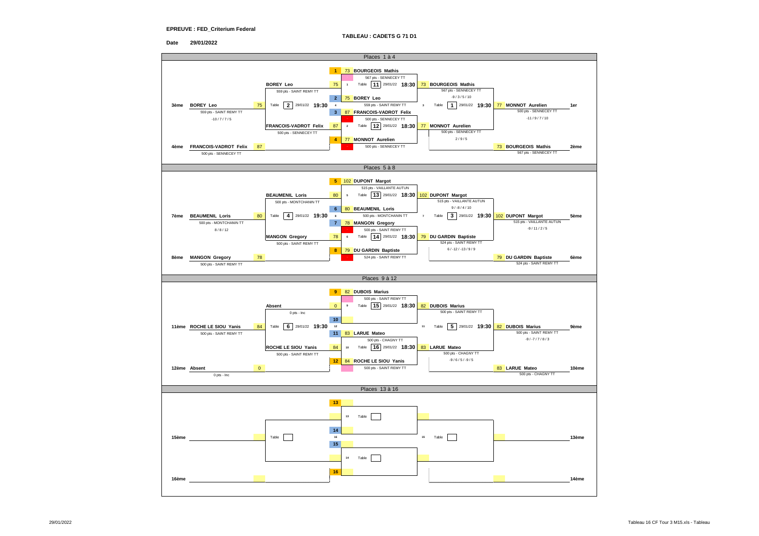**EPREUVE : FED_Criterium Federal**

**TABLEAU : CADETS G 71 D1**

**Date** 29/01/2022

## Places 1 à 4

Premier tour :

- **1** — 73 **BOURGEOIS Mathis** (567 pts - SENNECEY TT) vs **2** — 75 **BOREY Leo** (559 pts - SAINT REMY TT) — Partie 1, Table 11, 29/01/22 18:30 — Vainqueur : 73 **BOURGEOIS Mathis** (567 pts - SENNECEY TT) : -9 / 3 / 5 / 10
- **3** — 87 **FRANCOIS-VADROT Felix** (500 pts - SENNECEY TT) vs **4** — 77 **MONNOT Aurelien** (500 pts - SENNECEY TT) — Partie 2, Table 12, 29/01/22 18:30 — Vainqueur : 77 **MONNOT Aurelien** (500 pts - SENNECEY TT) : 2 / 9 / 5

Finale (Partie 3, Table 1, 29/01/22 19:30) : 77 **MONNOT Aurelien** (500 pts - SENNECEY TT) : -11 / 9 / 7 / 10

Match pour la 3ème place (Partie 4, Table 2, 29/01/22 19:30) : **BOREY Leo** (75, 559 pts - SAINT REMY TT) vs **FRANCOIS-VADROT Felix** (87, 500 pts - SENNECEY TT) — Vainqueur : **BOREY Leo** : -10 / 7 / 7 / 5

| Place | Joueur | N° | Points - Club |
|---|---|---|---|
| 1er | MONNOT Aurelien | 77 | 500 pts - SENNECEY TT |
| 2ème | BOURGEOIS Mathis | 73 | 567 pts - SENNECEY TT |
| 3ème | BOREY Leo | 75 | 559 pts - SAINT REMY TT |
| 4ème | FRANCOIS-VADROT Felix | 87 | 500 pts - SENNECEY TT |

## Places 5 à 8

Premier tour :

- **5** — 102 **DUPONT Margot** (515 pts - VAILLANTE AUTUN) vs **6** — 80 **BEAUMENIL Loris** (500 pts - MONTCHANIN TT) — Partie 5, Table 13, 29/01/22 18:30 — Vainqueur : 102 **DUPONT Margot** (515 pts - VAILLANTE AUTUN) : 9 / -8 / 4 / 10
- **7** — 78 **MANGON Gregory** (500 pts - SAINT REMY TT) vs **8** — 79 **DU GARDIN Baptiste** (524 pts - SAINT REMY TT) — Partie 6, Table 14, 29/01/22 18:30 — Vainqueur : 79 **DU GARDIN Baptiste** (524 pts - SAINT REMY TT) : 6 / -12 / -13 / 9 / 9

Match pour la 5ème place (Partie 7, Table 3, 29/01/22 19:30) : 102 **DUPONT Margot** (515 pts - VAILLANTE AUTUN) : -9 / 11 / 2 / 5

Match pour la 7ème place (Partie 8, Table 4, 29/01/22 19:30) : **BEAUMENIL Loris** (80, 500 pts - MONTCHANIN TT) vs **MANGON Gregory** (78, 500 pts - SAINT REMY TT) — Vainqueur : **BEAUMENIL Loris** : 8 / 8 / 12

| Place | Joueur | N° | Points - Club |
|---|---|---|---|
| 5ème | DUPONT Margot | 102 | 515 pts - VAILLANTE AUTUN |
| 6ème | DU GARDIN Baptiste | 79 | 524 pts - SAINT REMY TT |
| 7ème | BEAUMENIL Loris | 80 | 500 pts - MONTCHANIN TT |
| 8ème | MANGON Gregory | 78 | 500 pts - SAINT REMY TT |

## Places 9 à 12

Premier tour :

- **9** — 82 **DUBOIS Marius** (500 pts - SAINT REMY TT) vs **10** — (vide) — Partie 9, Table 15, 29/01/22 18:30 — Vainqueur : 82 **DUBOIS Marius** (500 pts - SAINT REMY TT)
- **11** — 83 **LARUE Mateo** (500 pts - CHAGNY TT) vs **12** — 84 **ROCHE LE SIOU Yanis** (500 pts - SAINT REMY TT) — Partie 10, Table 16, 29/01/22 18:30 — Vainqueur : 83 **LARUE Mateo** (500 pts - CHAGNY TT) : -9 / 6 / 5 / -9 / 5

Match pour la 9ème place (Partie 11, Table 5, 29/01/22 19:30) : 82 **DUBOIS Marius** (500 pts - SAINT REMY TT) : -9 / -7 / 7 / 8 / 3

Match pour la 11ème place (Partie 12, Table 6, 29/01/22 19:30) : **Absent** (0, 0 pts - Inc) vs **ROCHE LE SIOU Yanis** (84, 500 pts - SAINT REMY TT) — Vainqueur : **ROCHE LE SIOU Yanis**

| Place | Joueur | N° | Points - Club |
|---|---|---|---|
| 9ème | DUBOIS Marius | 82 | 500 pts - SAINT REMY TT |
| 10ème | LARUE Mateo | 83 | 500 pts - CHAGNY TT |
| 11ème | ROCHE LE SIOU Yanis | 84 | 500 pts - SAINT REMY TT |
| 12ème | Absent | 0 | 0 pts - Inc |

## Places 13 à 16

Premier tour :

- **13** vs **14** — Partie 13, Table
- **15** vs **16** — Partie 14, Table

Match pour la 13ème place : Partie 15, Table

Match pour la 15ème place : Partie 16, Table

| Place | Joueur |
|---|---|
| 13ème | |
| 14ème | |
| 15ème | |
| 16ème | |